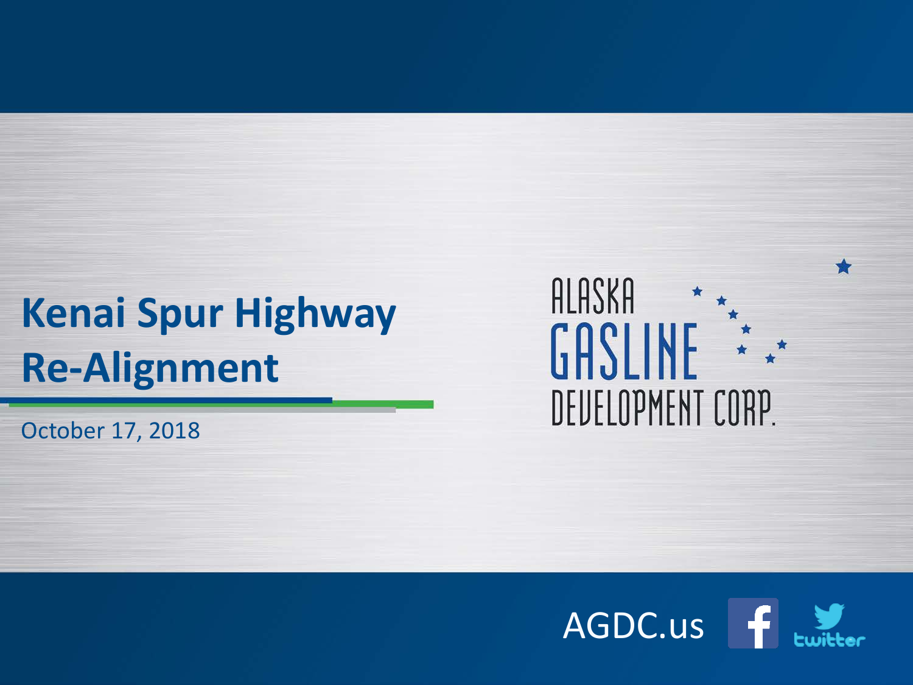# Kenai Spur Highway Re-Alignment

October 17, 2018

ALASKA GASLINE DEVELOPMENT CORP.

AGDC.us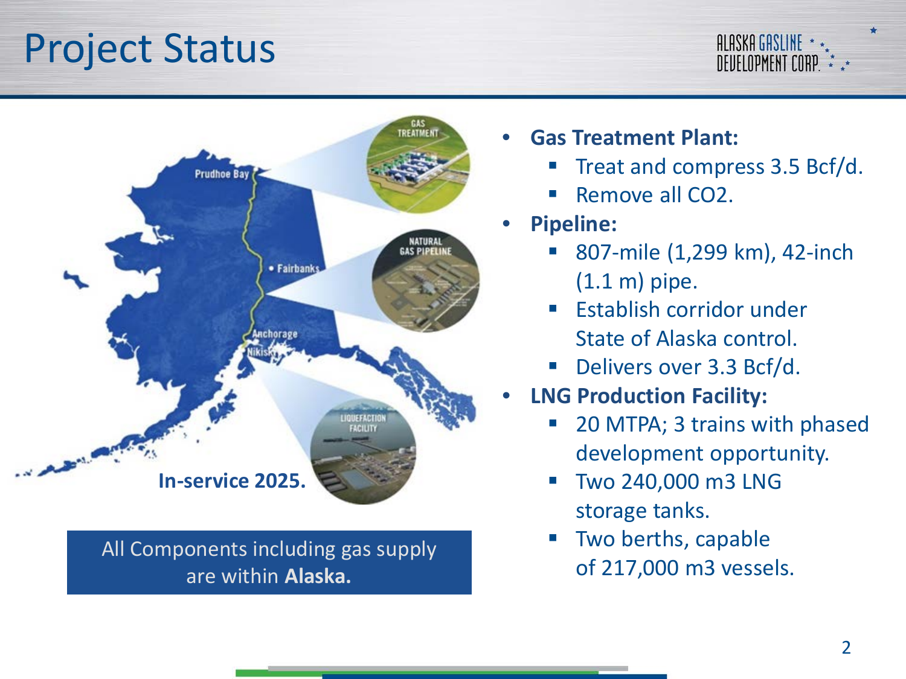# Project Status

In-service 2025.

All Components including gas supply are within **Alaska.**

- **Gas Treatment Plant:**
  - Treat and compress 3.5 Bcf/d.
  - Remove all $CO_2$.
- **Pipeline:**
  - 807-mile (1,299 km), 42-inch (1.1 m) pipe.
  - Establish corridor under State of Alaska control.
  - Delivers over 3.3 Bcf/d.
- **LNG Production Facility:**
  - 20 MTPA; 3 trains with phased development opportunity.
  - Two 240,000 m3 LNG storage tanks.
  - Two berths, capable of 217,000 m3 vessels.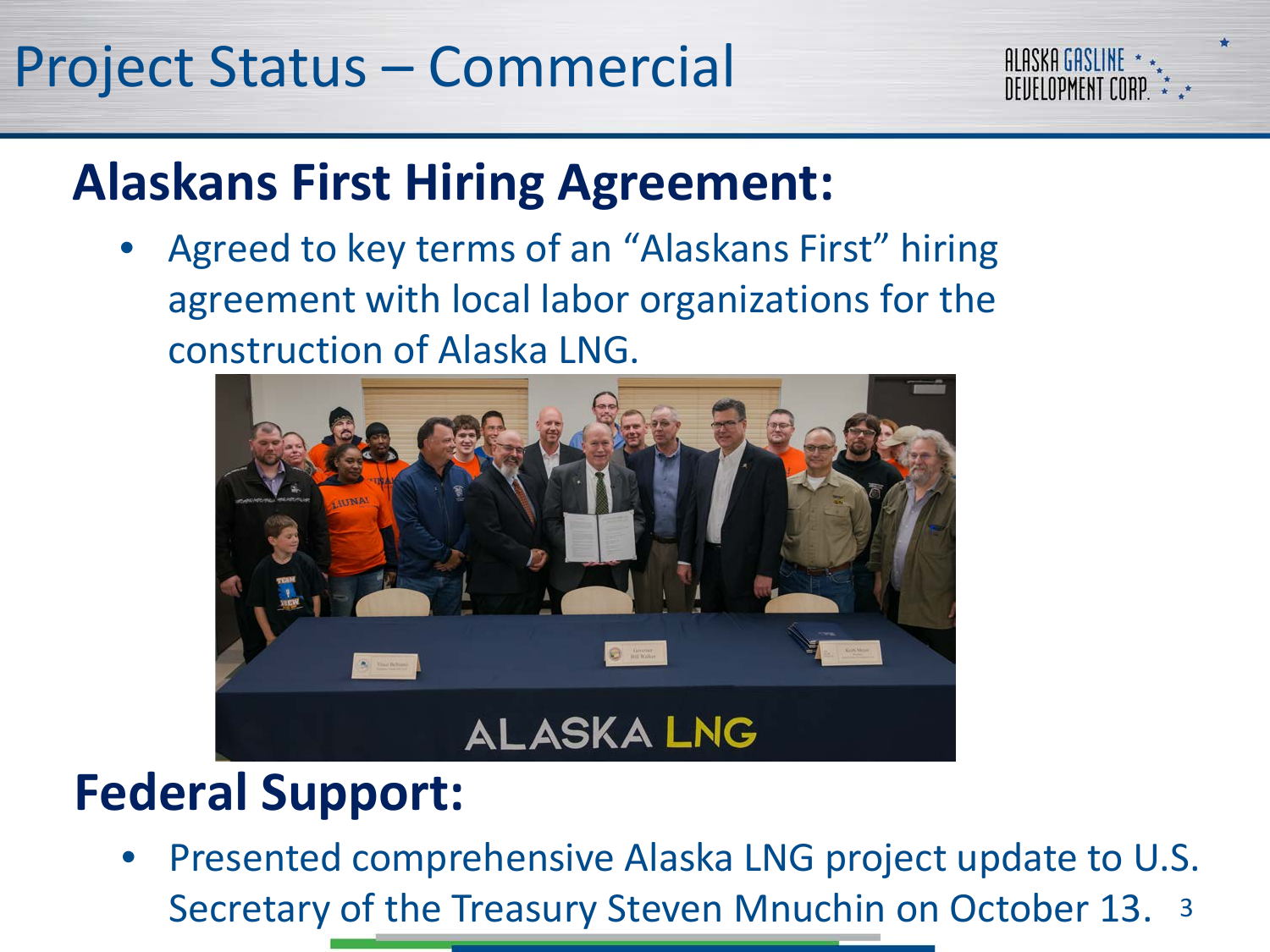# Project Status – Commercial

## Alaskans First Hiring Agreement:

- Agreed to key terms of an "Alaskans First" hiring agreement with local labor organizations for the construction of Alaska LNG.

## Federal Support:

- Presented comprehensive Alaska LNG project update to U.S. Secretary of the Treasury Steven Mnuchin on October 13.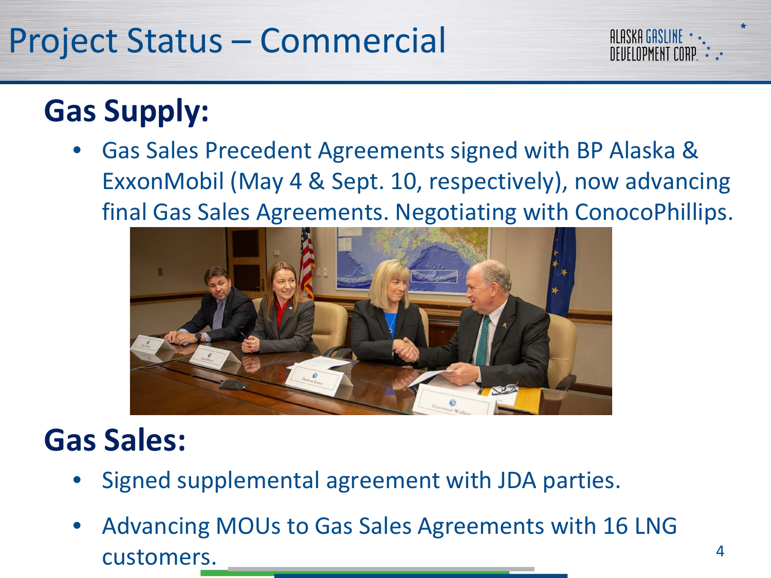# Project Status – Commercial

## Gas Supply:

- Gas Sales Precedent Agreements signed with BP Alaska & ExxonMobil (May 4 & Sept. 10, respectively), now advancing final Gas Sales Agreements. Negotiating with ConocoPhillips.

## Gas Sales:

- Signed supplemental agreement with JDA parties.
- Advancing MOUs to Gas Sales Agreements with 16 LNG customers.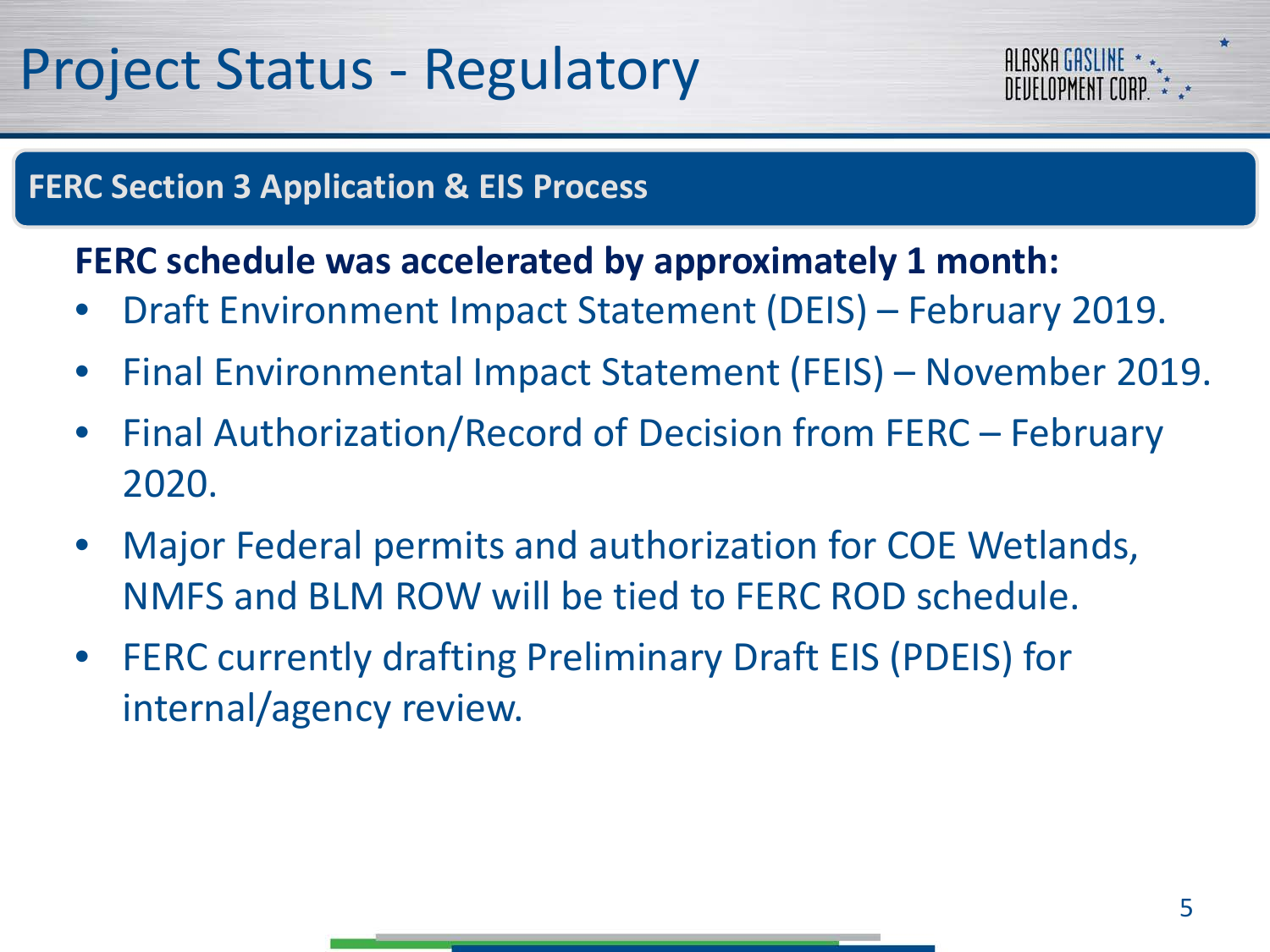# Project Status - Regulatory

## FERC Section 3 Application & EIS Process

**FERC schedule was accelerated by approximately 1 month:**

- Draft Environment Impact Statement (DEIS) – February 2019.
- Final Environmental Impact Statement (FEIS) – November 2019.
- Final Authorization/Record of Decision from FERC – February 2020.
- Major Federal permits and authorization for COE Wetlands, NMFS and BLM ROW will be tied to FERC ROD schedule.
- FERC currently drafting Preliminary Draft EIS (PDEIS) for internal/agency review.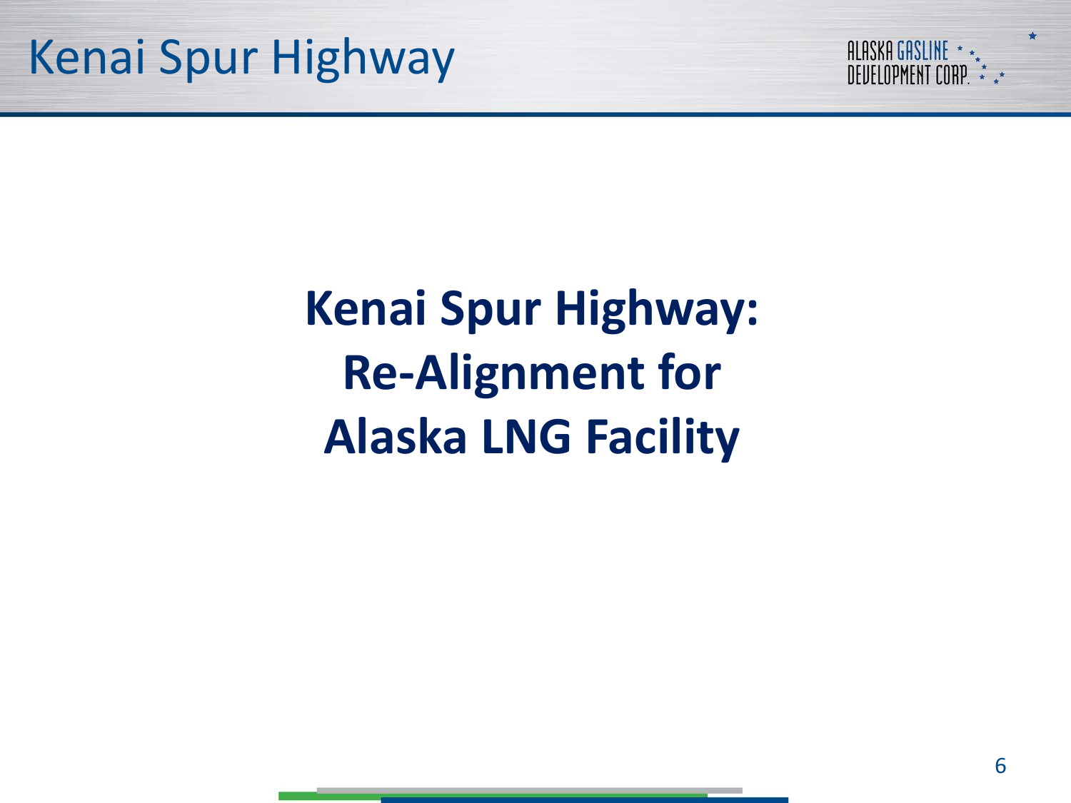# Kenai Spur Highway

## Kenai Spur Highway: Re-Alignment for Alaska LNG Facility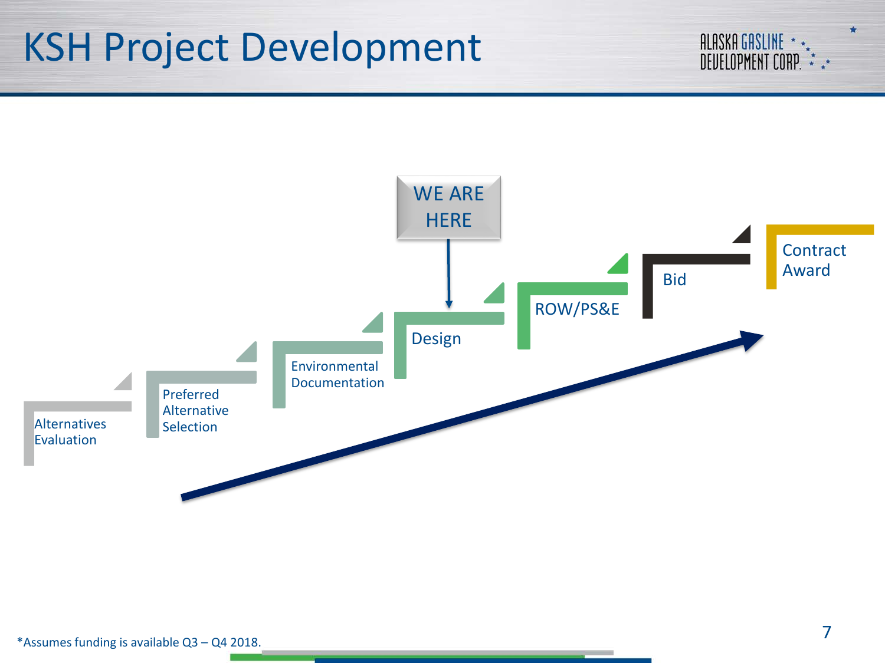# KSH Project Development

WE ARE HERE

- Alternatives Evaluation
- Preferred Alternative Selection
- Environmental Documentation
- Design
- ROW/PS&E
- Bid
- Contract Award

*Assumes funding is available Q3 – Q4 2018.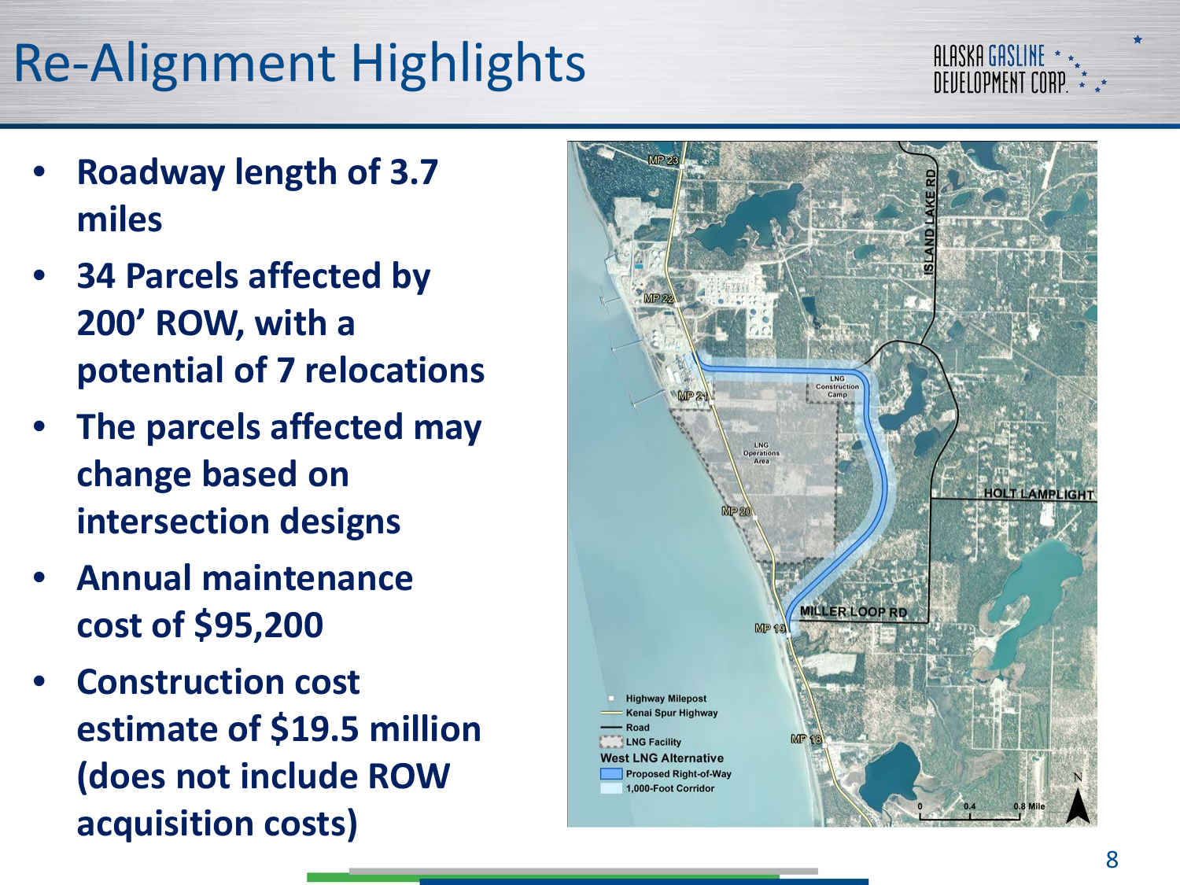# Re-Alignment Highlights

- **Roadway length of 3.7 miles**
- **34 Parcels affected by 200' ROW, with a potential of 7 relocations**
- **The parcels affected may change based on intersection designs**
- **Annual maintenance cost of $95,200**
- **Construction cost estimate of $19.5 million (does not include ROW acquisition costs)**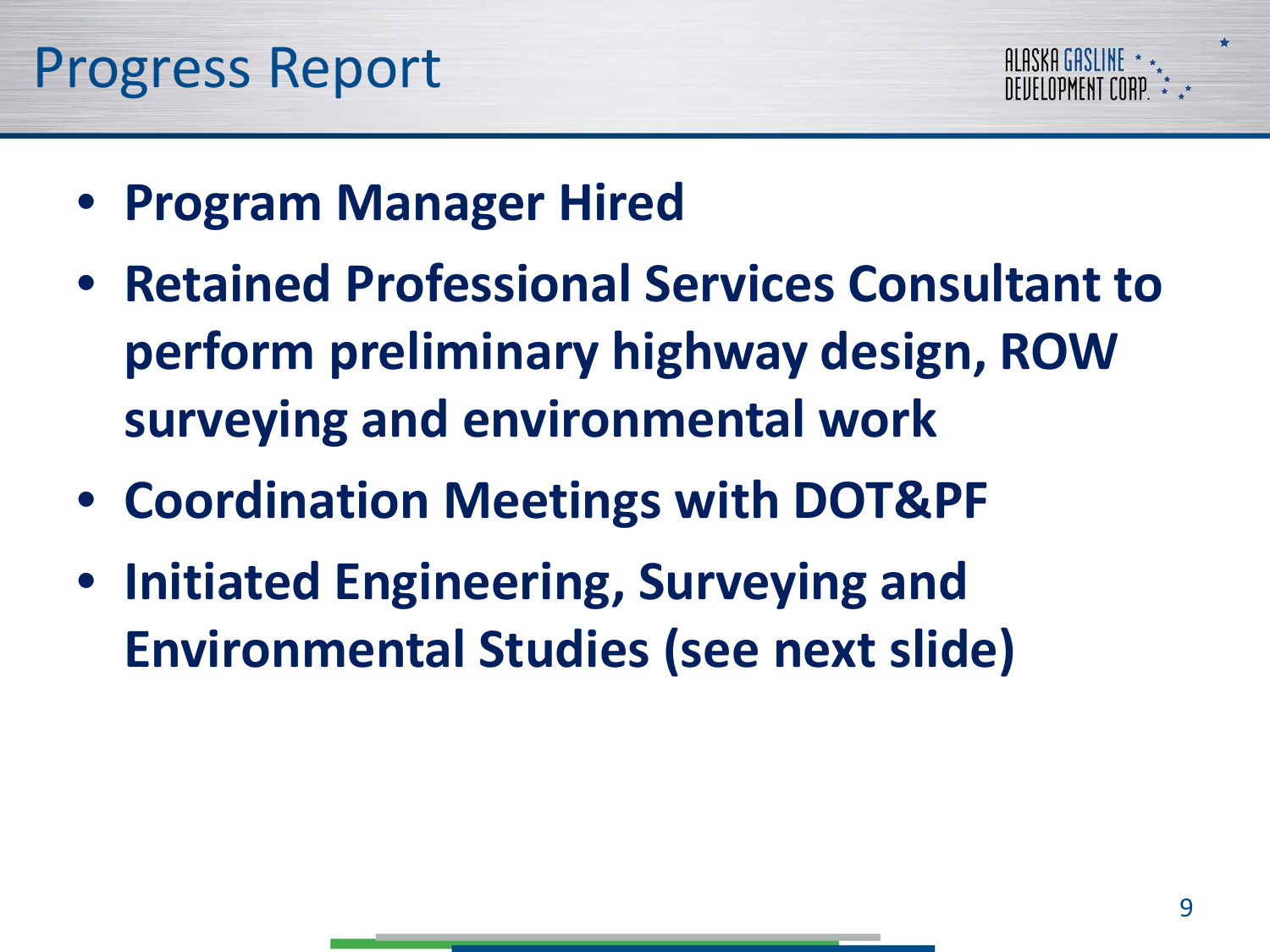# Progress Report

- **Program Manager Hired**
- **Retained Professional Services Consultant to perform preliminary highway design, ROW surveying and environmental work**
- **Coordination Meetings with DOT&PF**
- **Initiated Engineering, Surveying and Environmental Studies (see next slide)**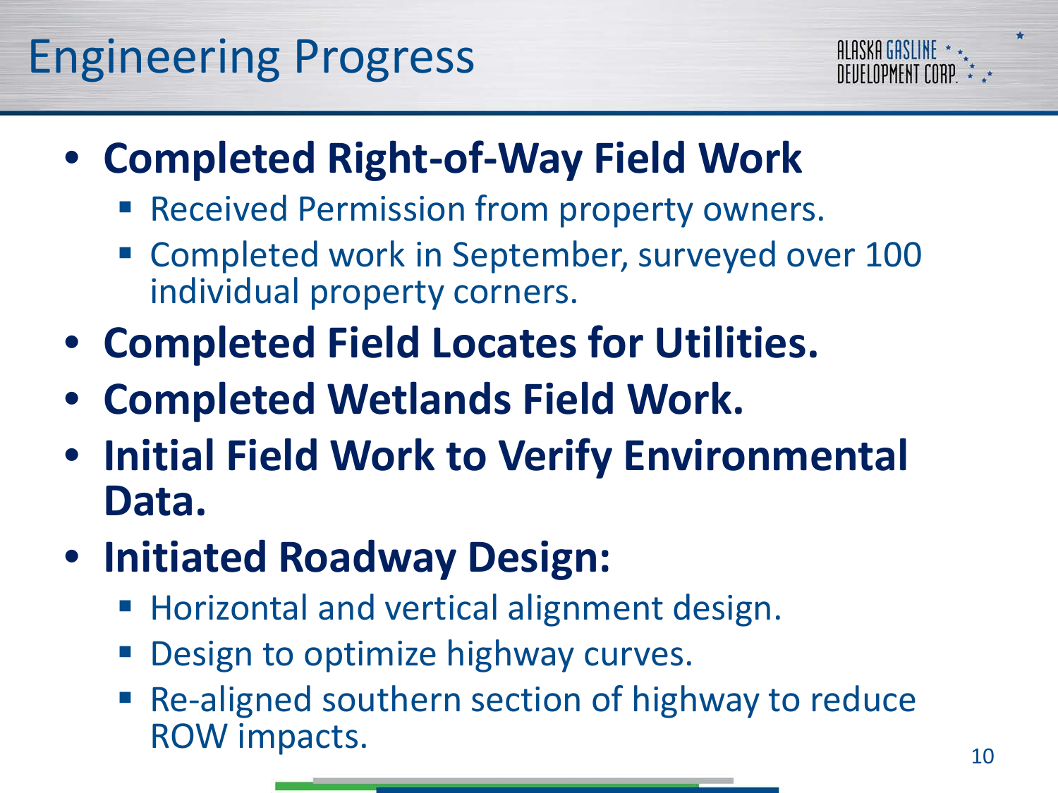# Engineering Progress

- **Completed Right-of-Way Field Work**
  - Received Permission from property owners.
  - Completed work in September, surveyed over 100 individual property corners.
- **Completed Field Locates for Utilities.**
- **Completed Wetlands Field Work.**
- **Initial Field Work to Verify Environmental Data.**
- **Initiated Roadway Design:**
  - Horizontal and vertical alignment design.
  - Design to optimize highway curves.
  - Re-aligned southern section of highway to reduce ROW impacts.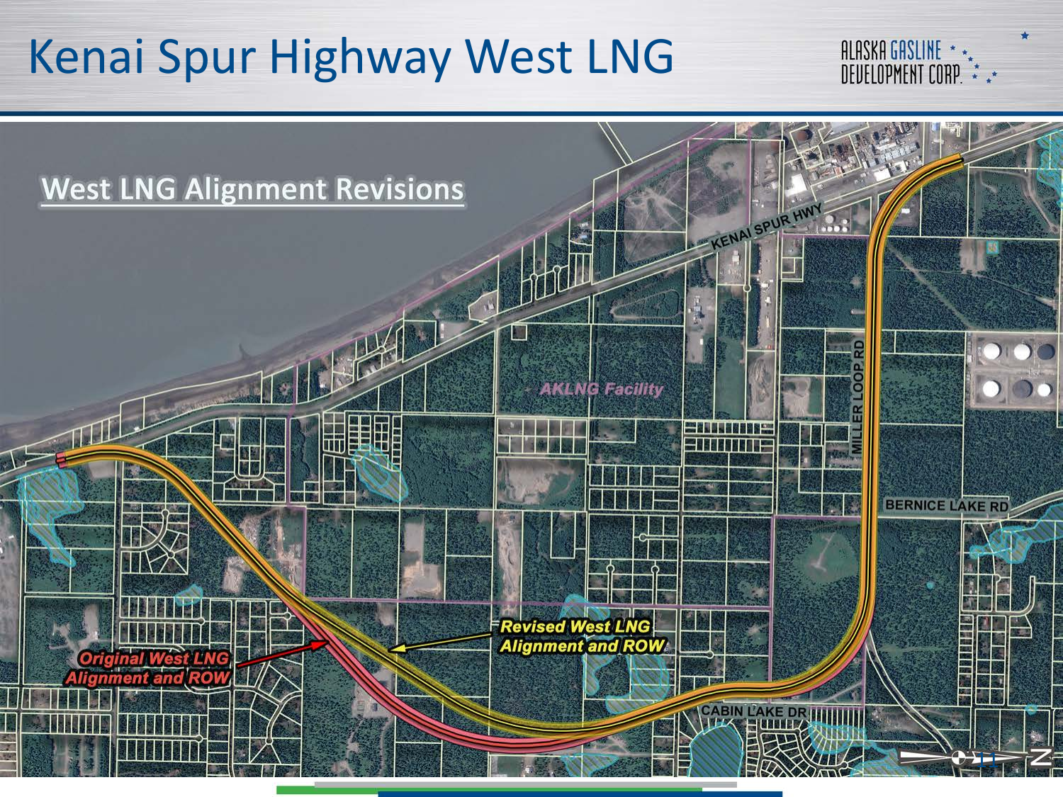# Kenai Spur Highway West LNG

## West LNG Alignment Revisions

AKLNG Facility

KENAI SPUR HWY

MILLER LOOP RD

BERNICE LAKE RD

CABIN LAKE DR

**Revised West LNG Alignment and ROW**

**Original West LNG Alignment and ROW**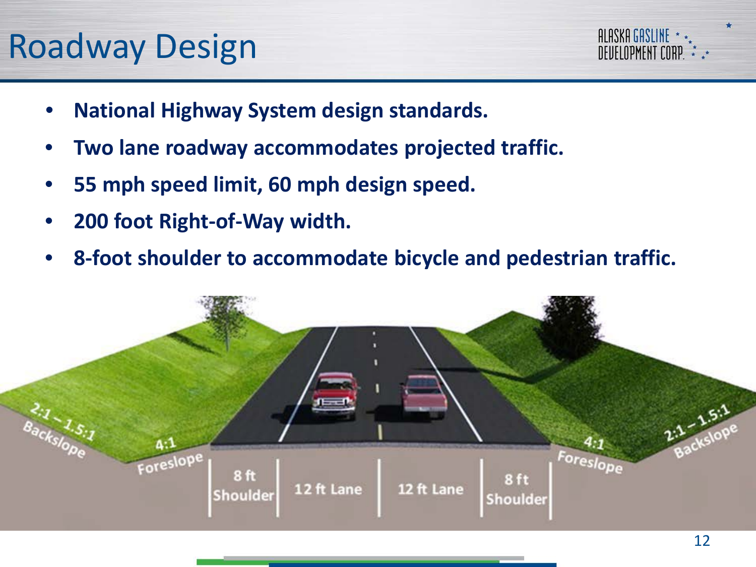# Roadway Design

- **National Highway System design standards.**
- **Two lane roadway accommodates projected traffic.**
- **55 mph speed limit, 60 mph design speed.**
- **200 foot Right-of-Way width.**
- **8-foot shoulder to accommodate bicycle and pedestrian traffic.**

2:1 – 1.5:1 Backslope | 4:1 Foreslope | 8 ft Shoulder | 12 ft Lane | 12 ft Lane | 8 ft Shoulder | 4:1 Foreslope | 2:1 – 1.5:1 Backslope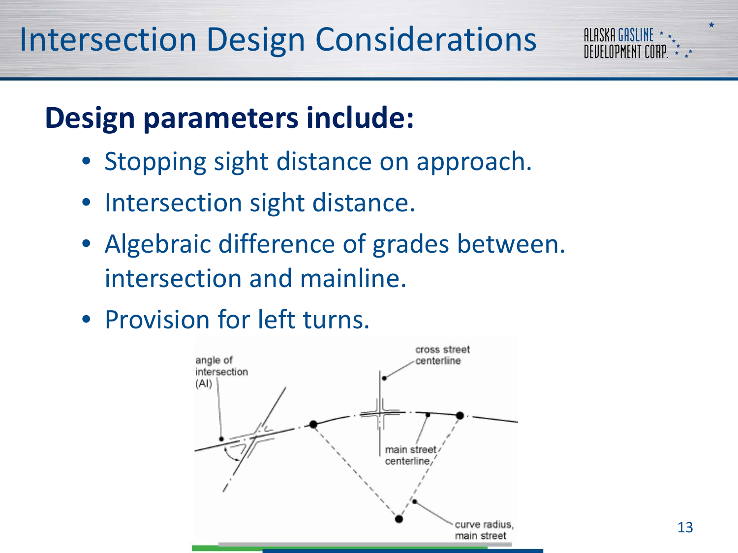# Intersection Design Considerations

## Design parameters include:

- Stopping sight distance on approach.
- Intersection sight distance.
- Algebraic difference of grades between. intersection and mainline.
- Provision for left turns.

angle of intersection (AI)

cross street centerline

main street centerline

curve radius, main street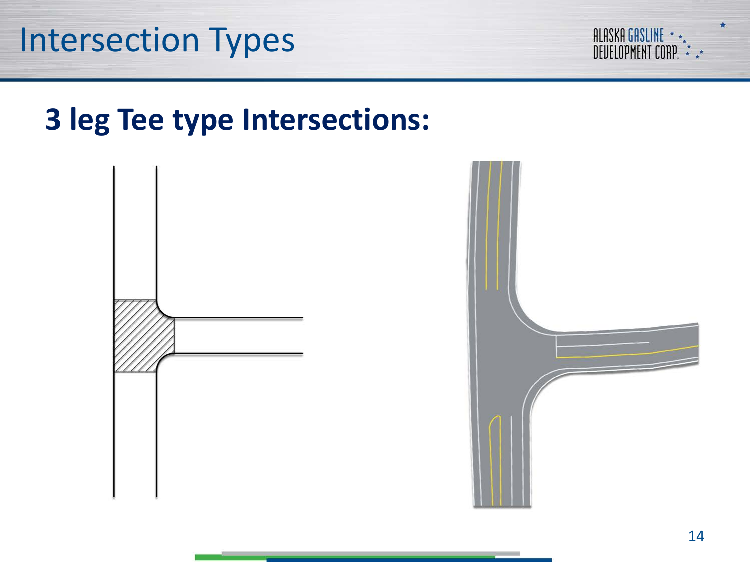# Intersection Types

## 3 leg Tee type Intersections: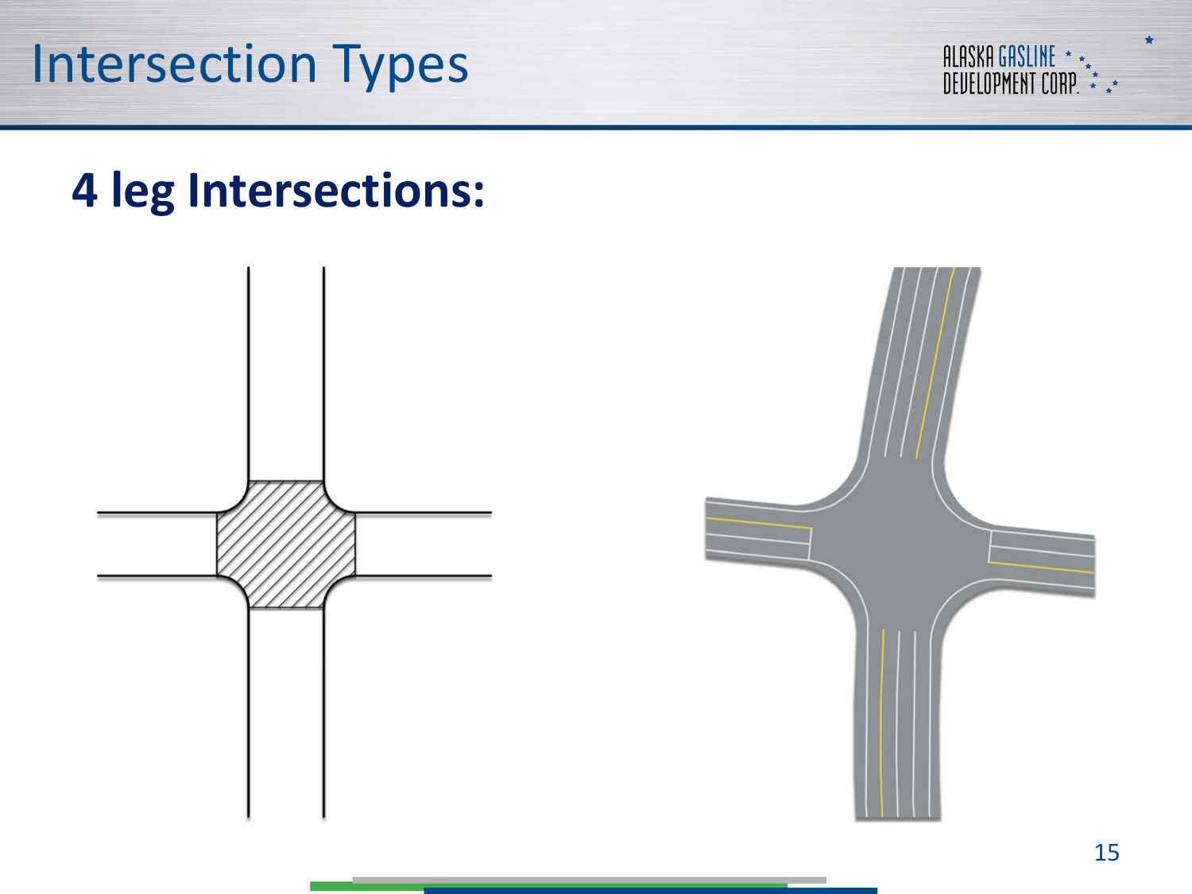# Intersection Types

## 4 leg Intersections: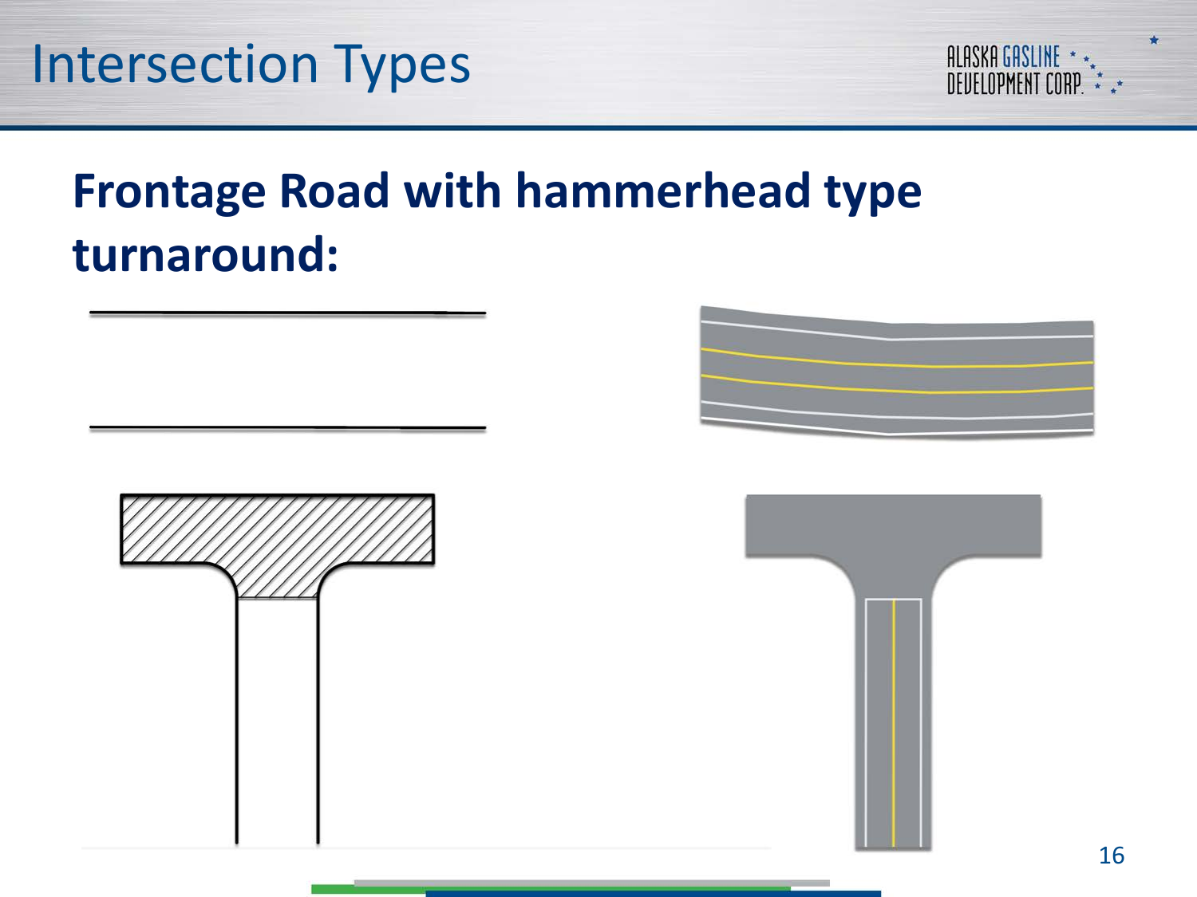# Intersection Types

## Frontage Road with hammerhead type turnaround: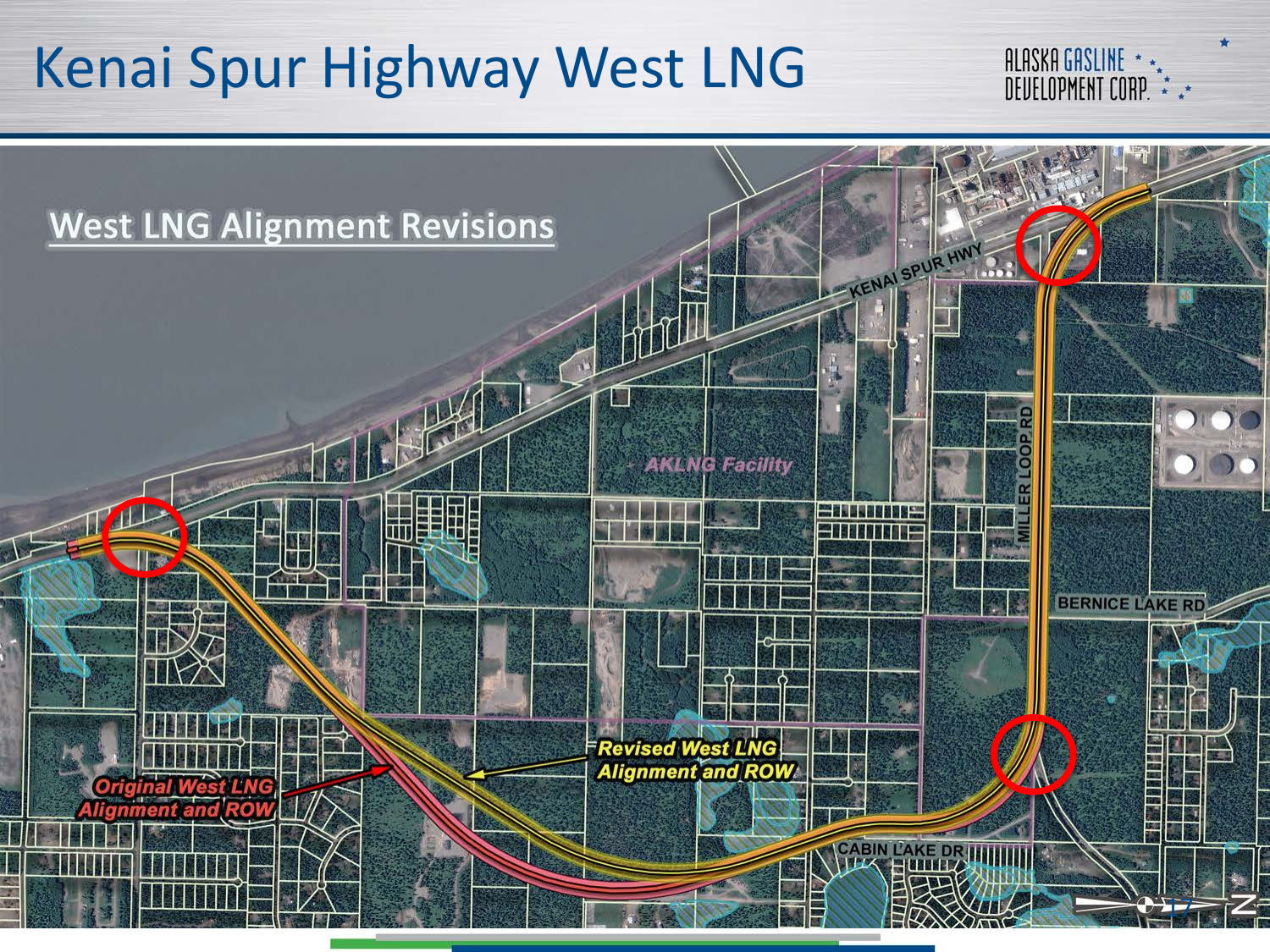# Kenai Spur Highway West LNG

## West LNG Alignment Revisions

KENAI SPUR HWY

AKLNG Facility

MILLER LOOP RD

BERNICE LAKE RD

Revised West LNG Alignment and ROW

Original West LNG Alignment and ROW

CABIN LAKE DR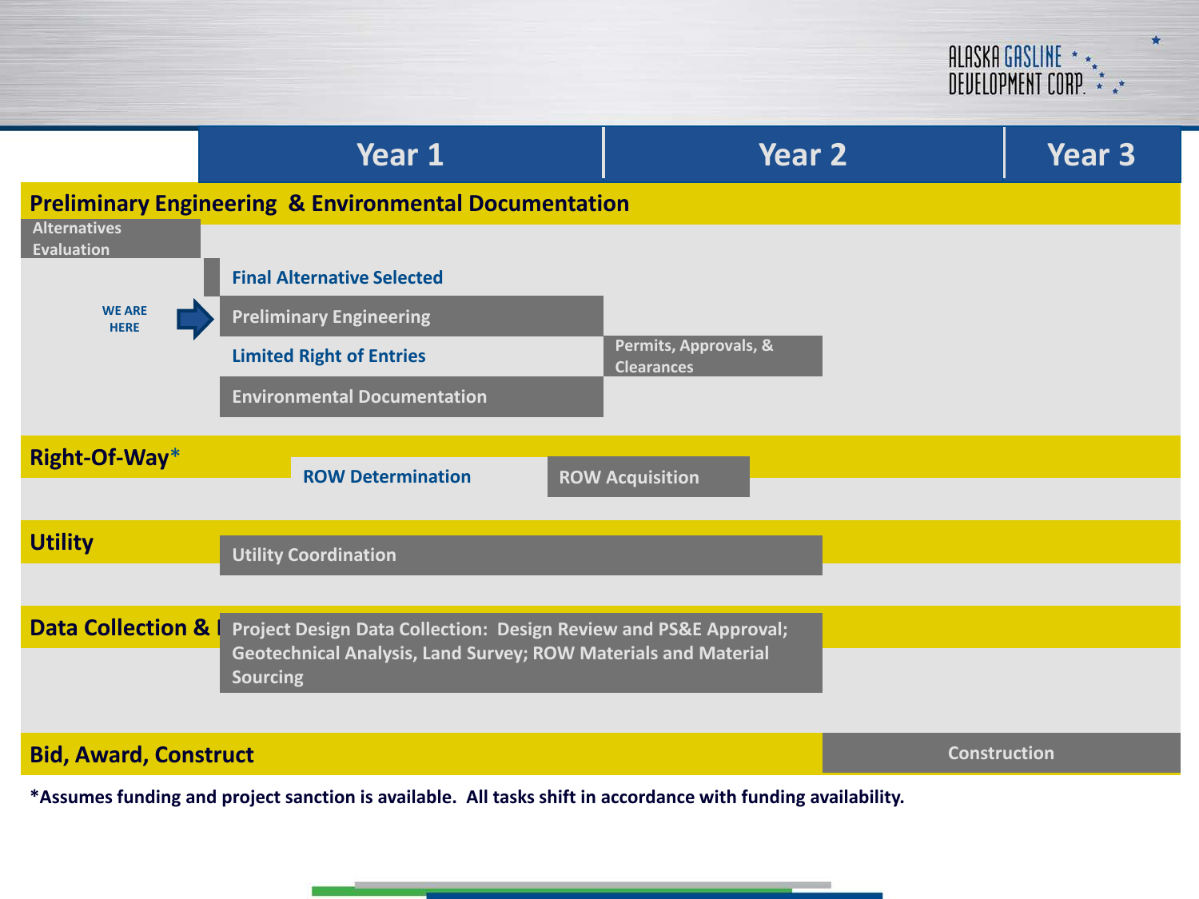| | Year 1 | Year 2 | Year 3 |
|---|---|---|---|
| **Preliminary Engineering & Environmental Documentation** | | | |
| Alternatives Evaluation | | | |
| Final Alternative Selected | | | |
| WE ARE HERE → Preliminary Engineering | Preliminary Engineering | | |
| Limited Right of Entries | Limited Right of Entries | Permits, Approvals, & Clearances | |
| Environmental Documentation | Environmental Documentation | | |
| **Right-Of-Way*** | ROW Determination | ROW Acquisition | |
| **Utility** | Utility Coordination | Utility Coordination | |
| **Data Collection & I** | Project Design Data Collection: Design Review and PS&E Approval; Geotechnical Analysis, Land Survey; ROW Materials and Material Sourcing | Project Design Data Collection: Design Review and PS&E Approval; Geotechnical Analysis, Land Survey; ROW Materials and Material Sourcing | |
| **Bid, Award, Construct** | | Construction | Construction |

*Assumes funding and project sanction is available. All tasks shift in accordance with funding availability.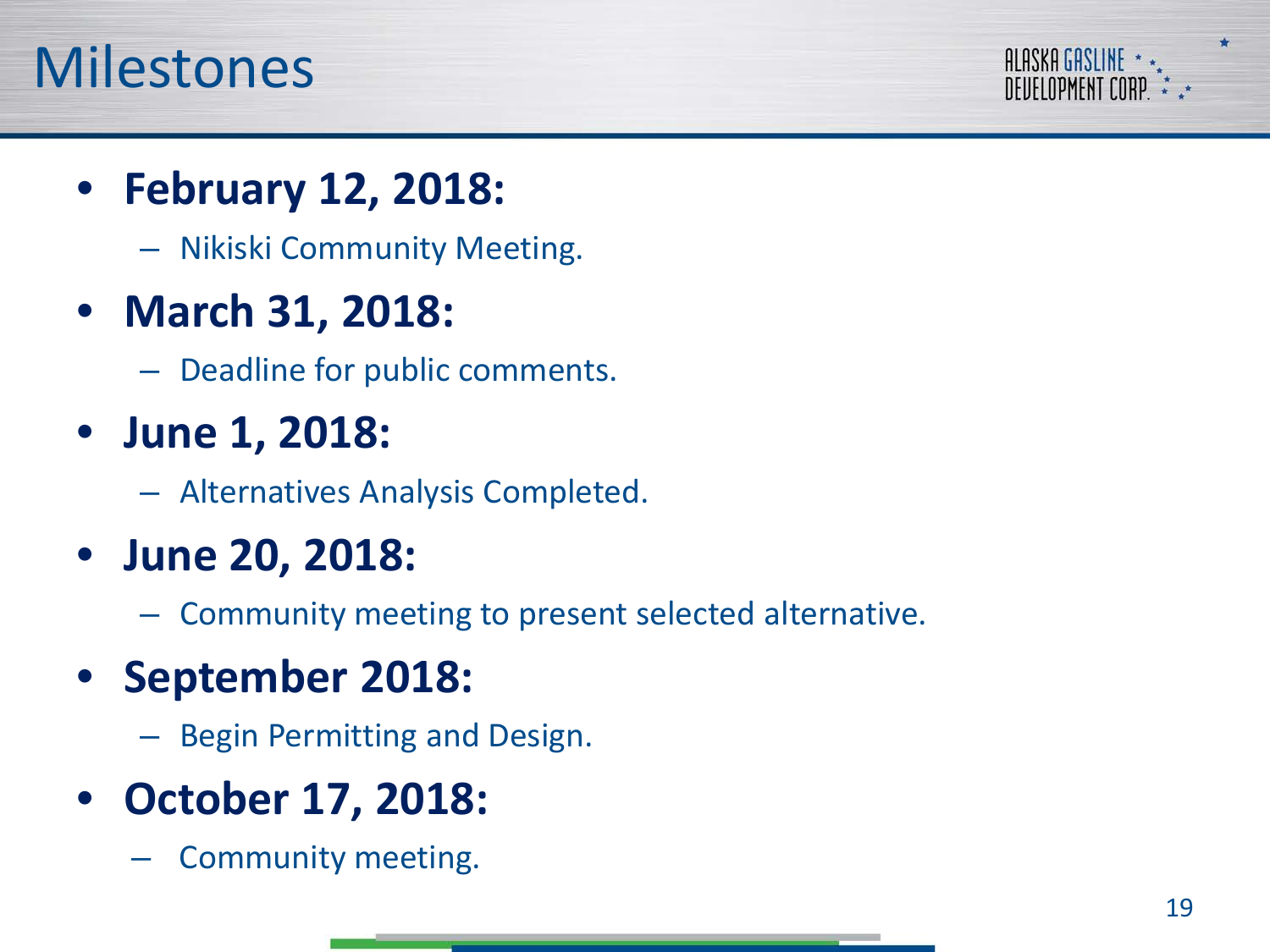# Milestones

- **February 12, 2018:**
  - Nikiski Community Meeting.
- **March 31, 2018:**
  - Deadline for public comments.
- **June 1, 2018:**
  - Alternatives Analysis Completed.
- **June 20, 2018:**
  - Community meeting to present selected alternative.
- **September 2018:**
  - Begin Permitting and Design.
- **October 17, 2018:**
  - Community meeting.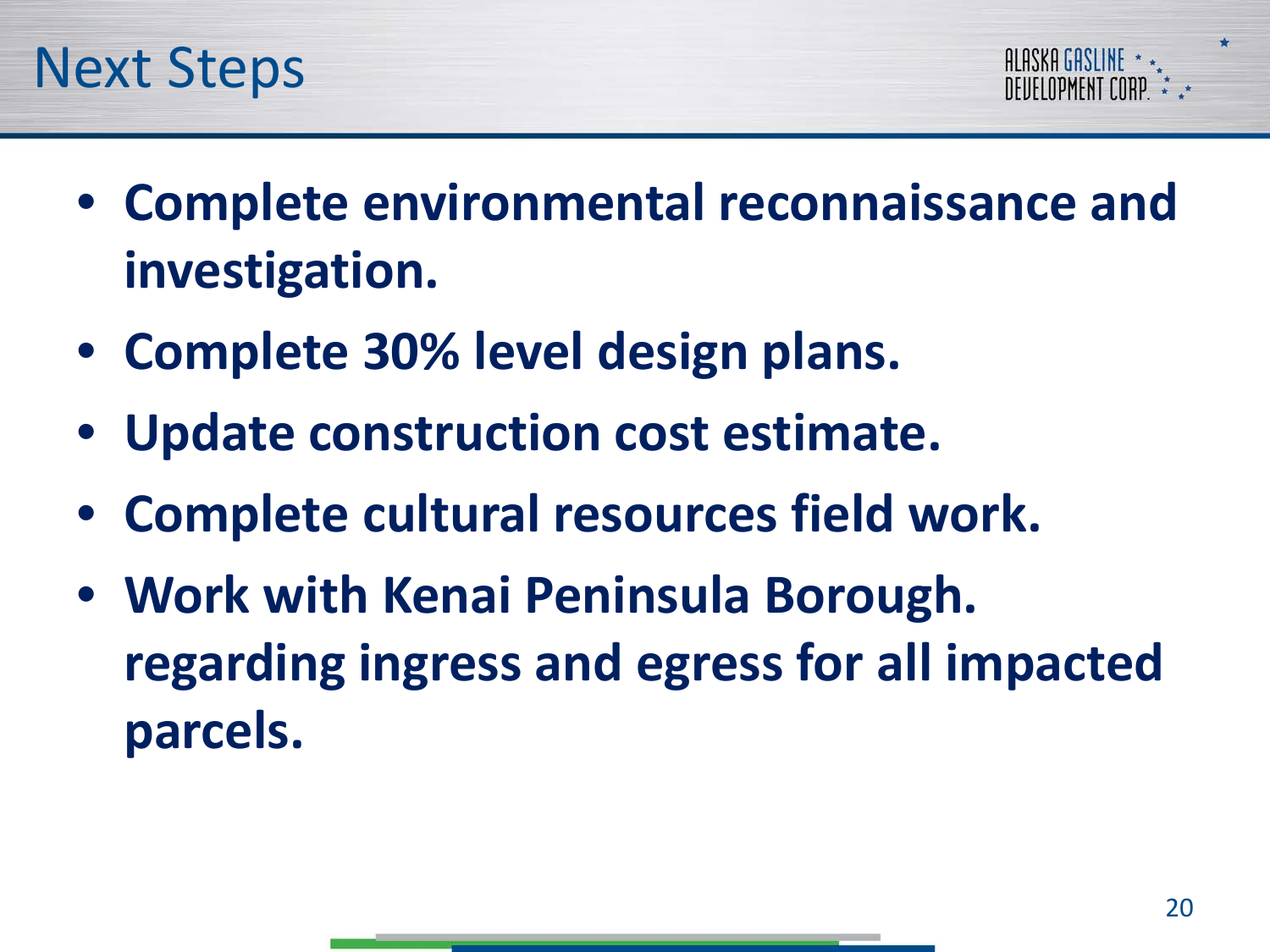# Next Steps

- **Complete environmental reconnaissance and investigation.**
- **Complete 30% level design plans.**
- **Update construction cost estimate.**
- **Complete cultural resources field work.**
- **Work with Kenai Peninsula Borough. regarding ingress and egress for all impacted parcels.**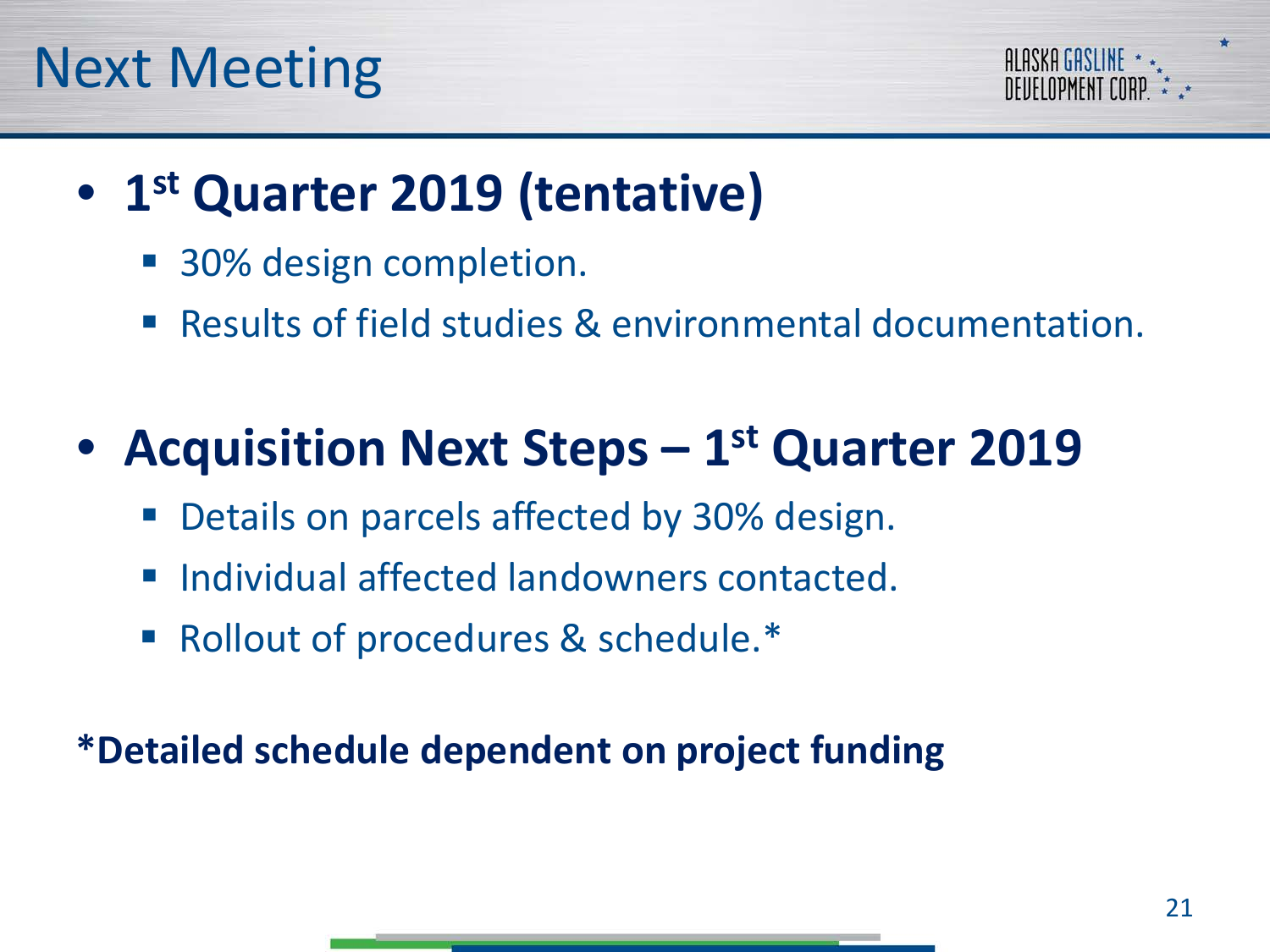# Next Meeting

- **1st Quarter 2019 (tentative)**
  - 30% design completion.
  - Results of field studies & environmental documentation.

- **Acquisition Next Steps – 1st Quarter 2019**
  - Details on parcels affected by 30% design.
  - Individual affected landowners contacted.
  - Rollout of procedures & schedule.*

***Detailed schedule dependent on project funding**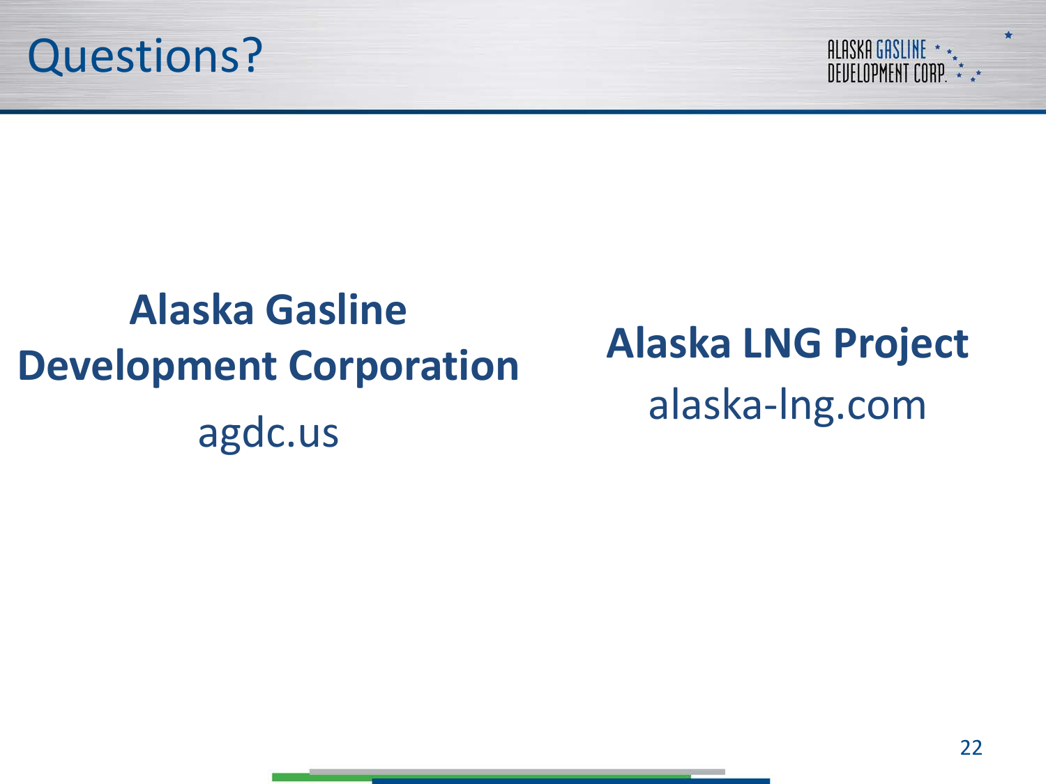# Questions?

**Alaska Gasline Development Corporation**

agdc.us

**Alaska LNG Project**

alaska-lng.com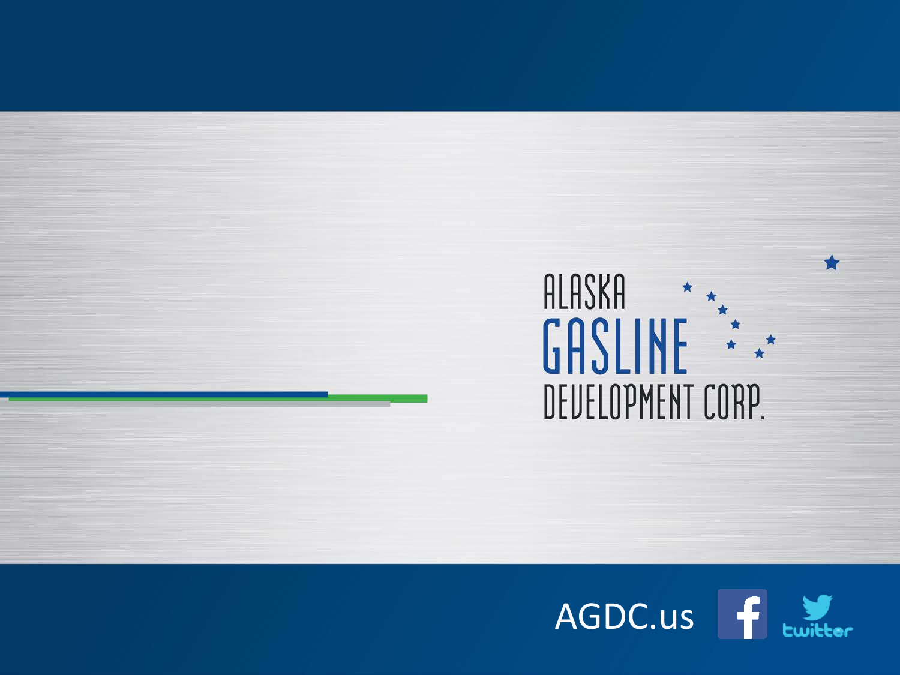ALASKA
GASLINE
DEVELOPMENT CORP.

AGDC.us